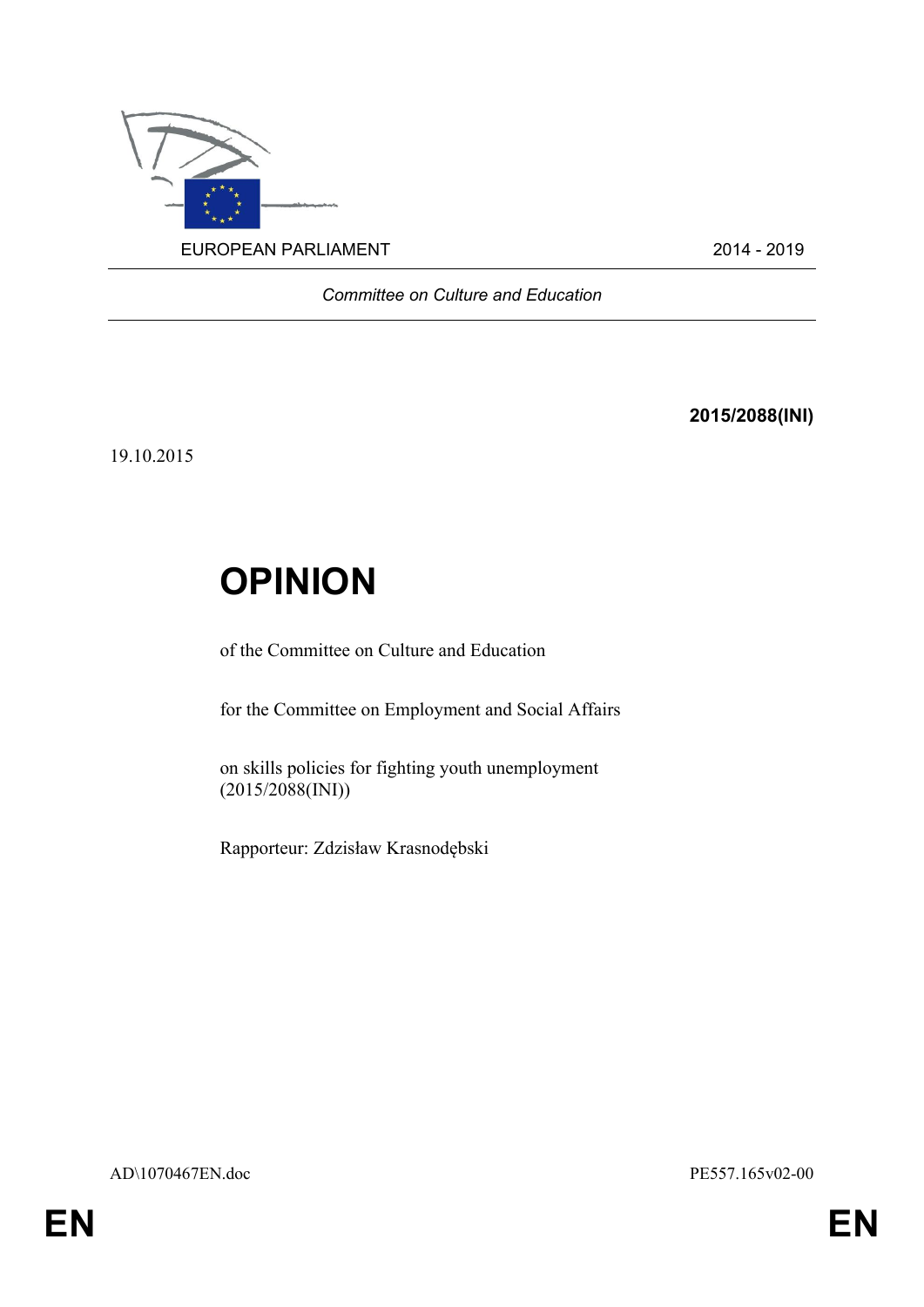EUROPEAN PARLIAMENT 2014 - 2019

*Committee on Culture and Education*

**2015/2088(INI)**

19.10.2015

# OPINION

of the Committee on Culture and Education

for the Committee on Employment and Social Affairs

on skills policies for fighting youth unemployment
(2015/2088(INI))

Rapporteur: Zdzisław Krasnodębski

AD\1070467EN.doc PE557.165v02-00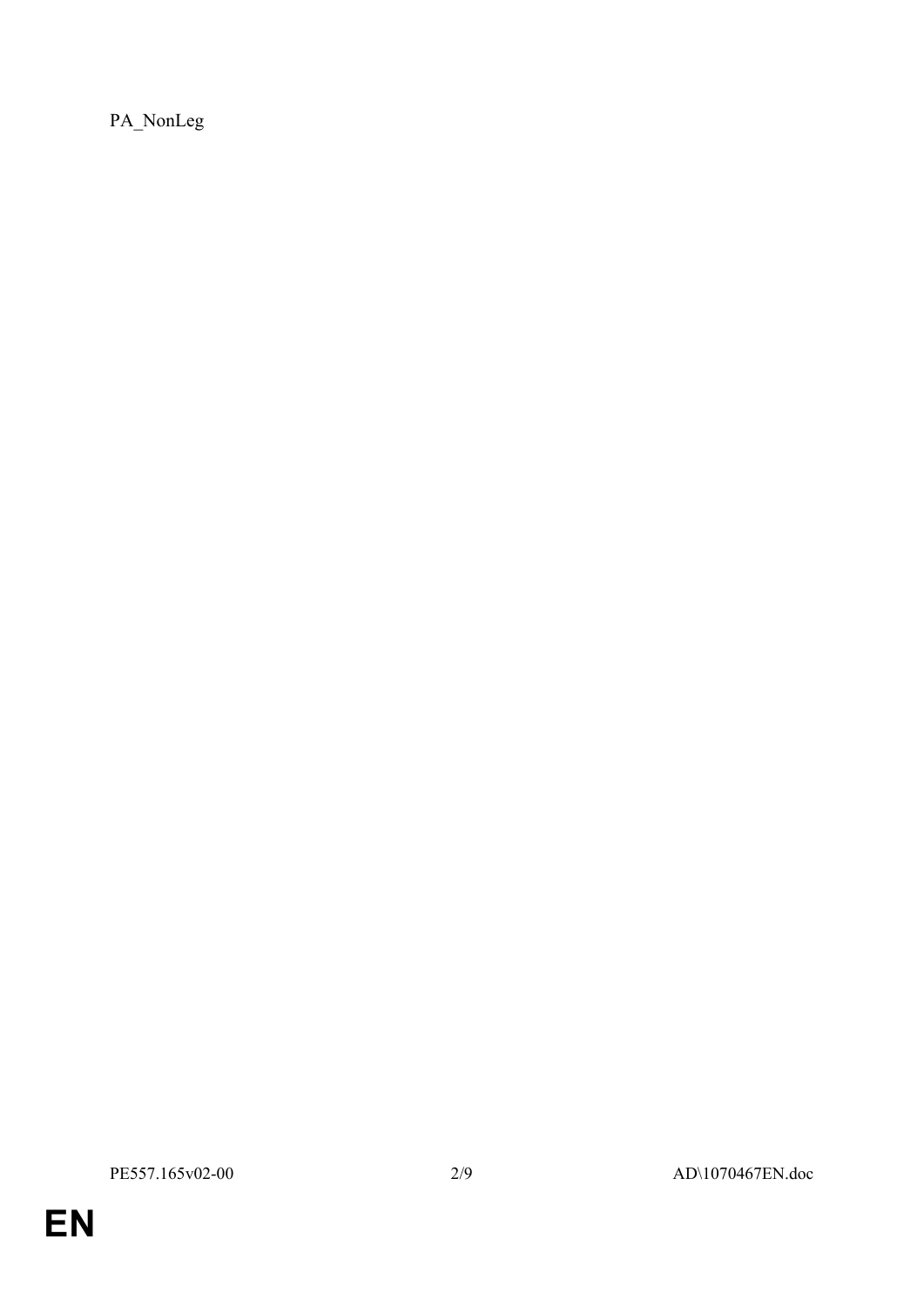PA_NonLeg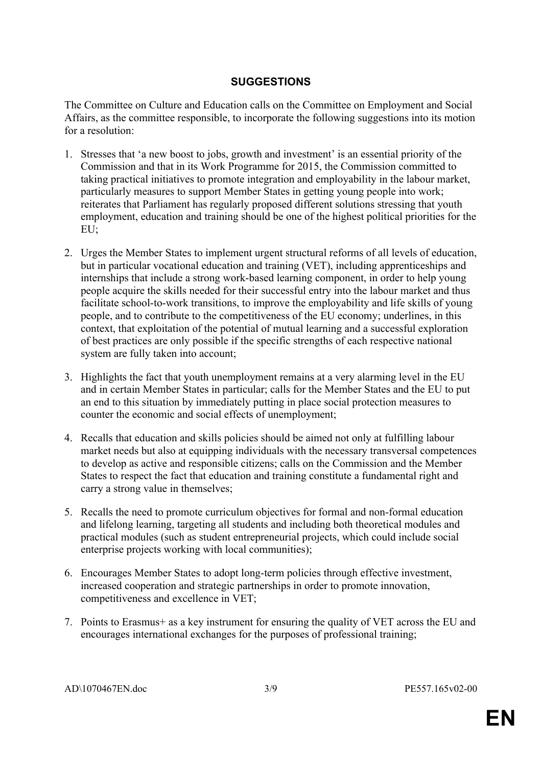## SUGGESTIONS

The Committee on Culture and Education calls on the Committee on Employment and Social Affairs, as the committee responsible, to incorporate the following suggestions into its motion for a resolution:

1. Stresses that 'a new boost to jobs, growth and investment' is an essential priority of the Commission and that in its Work Programme for 2015, the Commission committed to taking practical initiatives to promote integration and employability in the labour market, particularly measures to support Member States in getting young people into work; reiterates that Parliament has regularly proposed different solutions stressing that youth employment, education and training should be one of the highest political priorities for the EU;

2. Urges the Member States to implement urgent structural reforms of all levels of education, but in particular vocational education and training (VET), including apprenticeships and internships that include a strong work-based learning component, in order to help young people acquire the skills needed for their successful entry into the labour market and thus facilitate school-to-work transitions, to improve the employability and life skills of young people, and to contribute to the competitiveness of the EU economy; underlines, in this context, that exploitation of the potential of mutual learning and a successful exploration of best practices are only possible if the specific strengths of each respective national system are fully taken into account;

3. Highlights the fact that youth unemployment remains at a very alarming level in the EU and in certain Member States in particular; calls for the Member States and the EU to put an end to this situation by immediately putting in place social protection measures to counter the economic and social effects of unemployment;

4. Recalls that education and skills policies should be aimed not only at fulfilling labour market needs but also at equipping individuals with the necessary transversal competences to develop as active and responsible citizens; calls on the Commission and the Member States to respect the fact that education and training constitute a fundamental right and carry a strong value in themselves;

5. Recalls the need to promote curriculum objectives for formal and non-formal education and lifelong learning, targeting all students and including both theoretical modules and practical modules (such as student entrepreneurial projects, which could include social enterprise projects working with local communities);

6. Encourages Member States to adopt long-term policies through effective investment, increased cooperation and strategic partnerships in order to promote innovation, competitiveness and excellence in VET;

7. Points to Erasmus+ as a key instrument for ensuring the quality of VET across the EU and encourages international exchanges for the purposes of professional training;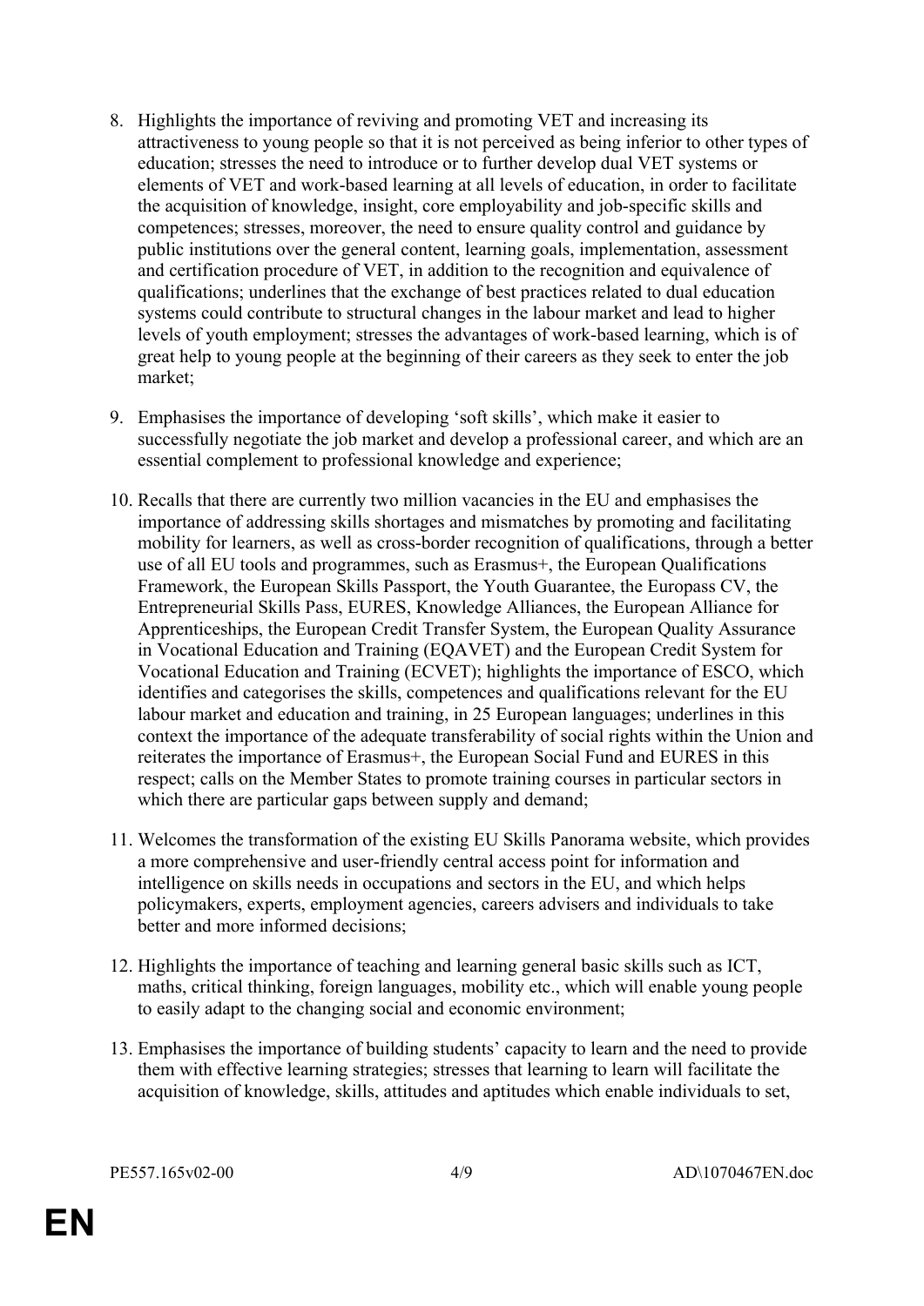8. Highlights the importance of reviving and promoting VET and increasing its attractiveness to young people so that it is not perceived as being inferior to other types of education; stresses the need to introduce or to further develop dual VET systems or elements of VET and work-based learning at all levels of education, in order to facilitate the acquisition of knowledge, insight, core employability and job-specific skills and competences; stresses, moreover, the need to ensure quality control and guidance by public institutions over the general content, learning goals, implementation, assessment and certification procedure of VET, in addition to the recognition and equivalence of qualifications; underlines that the exchange of best practices related to dual education systems could contribute to structural changes in the labour market and lead to higher levels of youth employment; stresses the advantages of work-based learning, which is of great help to young people at the beginning of their careers as they seek to enter the job market;

9. Emphasises the importance of developing 'soft skills', which make it easier to successfully negotiate the job market and develop a professional career, and which are an essential complement to professional knowledge and experience;

10. Recalls that there are currently two million vacancies in the EU and emphasises the importance of addressing skills shortages and mismatches by promoting and facilitating mobility for learners, as well as cross-border recognition of qualifications, through a better use of all EU tools and programmes, such as Erasmus+, the European Qualifications Framework, the European Skills Passport, the Youth Guarantee, the Europass CV, the Entrepreneurial Skills Pass, EURES, Knowledge Alliances, the European Alliance for Apprenticeships, the European Credit Transfer System, the European Quality Assurance in Vocational Education and Training (EQAVET) and the European Credit System for Vocational Education and Training (ECVET); highlights the importance of ESCO, which identifies and categorises the skills, competences and qualifications relevant for the EU labour market and education and training, in 25 European languages; underlines in this context the importance of the adequate transferability of social rights within the Union and reiterates the importance of Erasmus+, the European Social Fund and EURES in this respect; calls on the Member States to promote training courses in particular sectors in which there are particular gaps between supply and demand;

11. Welcomes the transformation of the existing EU Skills Panorama website, which provides a more comprehensive and user-friendly central access point for information and intelligence on skills needs in occupations and sectors in the EU, and which helps policymakers, experts, employment agencies, careers advisers and individuals to take better and more informed decisions;

12. Highlights the importance of teaching and learning general basic skills such as ICT, maths, critical thinking, foreign languages, mobility etc., which will enable young people to easily adapt to the changing social and economic environment;

13. Emphasises the importance of building students' capacity to learn and the need to provide them with effective learning strategies; stresses that learning to learn will facilitate the acquisition of knowledge, skills, attitudes and aptitudes which enable individuals to set,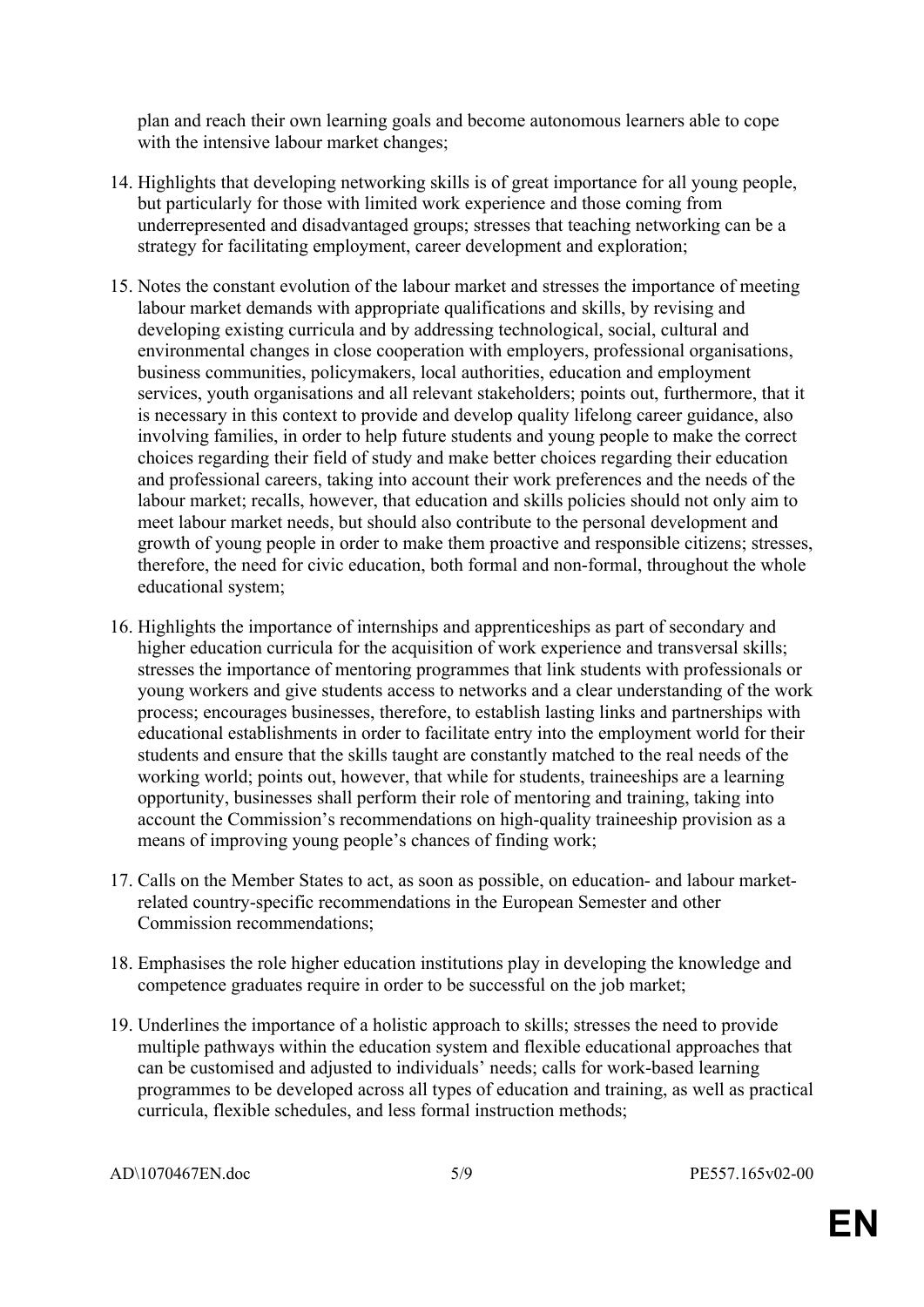plan and reach their own learning goals and become autonomous learners able to cope with the intensive labour market changes;

14. Highlights that developing networking skills is of great importance for all young people, but particularly for those with limited work experience and those coming from underrepresented and disadvantaged groups; stresses that teaching networking can be a strategy for facilitating employment, career development and exploration;

15. Notes the constant evolution of the labour market and stresses the importance of meeting labour market demands with appropriate qualifications and skills, by revising and developing existing curricula and by addressing technological, social, cultural and environmental changes in close cooperation with employers, professional organisations, business communities, policymakers, local authorities, education and employment services, youth organisations and all relevant stakeholders; points out, furthermore, that it is necessary in this context to provide and develop quality lifelong career guidance, also involving families, in order to help future students and young people to make the correct choices regarding their field of study and make better choices regarding their education and professional careers, taking into account their work preferences and the needs of the labour market; recalls, however, that education and skills policies should not only aim to meet labour market needs, but should also contribute to the personal development and growth of young people in order to make them proactive and responsible citizens; stresses, therefore, the need for civic education, both formal and non-formal, throughout the whole educational system;

16. Highlights the importance of internships and apprenticeships as part of secondary and higher education curricula for the acquisition of work experience and transversal skills; stresses the importance of mentoring programmes that link students with professionals or young workers and give students access to networks and a clear understanding of the work process; encourages businesses, therefore, to establish lasting links and partnerships with educational establishments in order to facilitate entry into the employment world for their students and ensure that the skills taught are constantly matched to the real needs of the working world; points out, however, that while for students, traineeships are a learning opportunity, businesses shall perform their role of mentoring and training, taking into account the Commission's recommendations on high-quality traineeship provision as a means of improving young people's chances of finding work;

17. Calls on the Member States to act, as soon as possible, on education- and labour market-related country-specific recommendations in the European Semester and other Commission recommendations;

18. Emphasises the role higher education institutions play in developing the knowledge and competence graduates require in order to be successful on the job market;

19. Underlines the importance of a holistic approach to skills; stresses the need to provide multiple pathways within the education system and flexible educational approaches that can be customised and adjusted to individuals' needs; calls for work-based learning programmes to be developed across all types of education and training, as well as practical curricula, flexible schedules, and less formal instruction methods;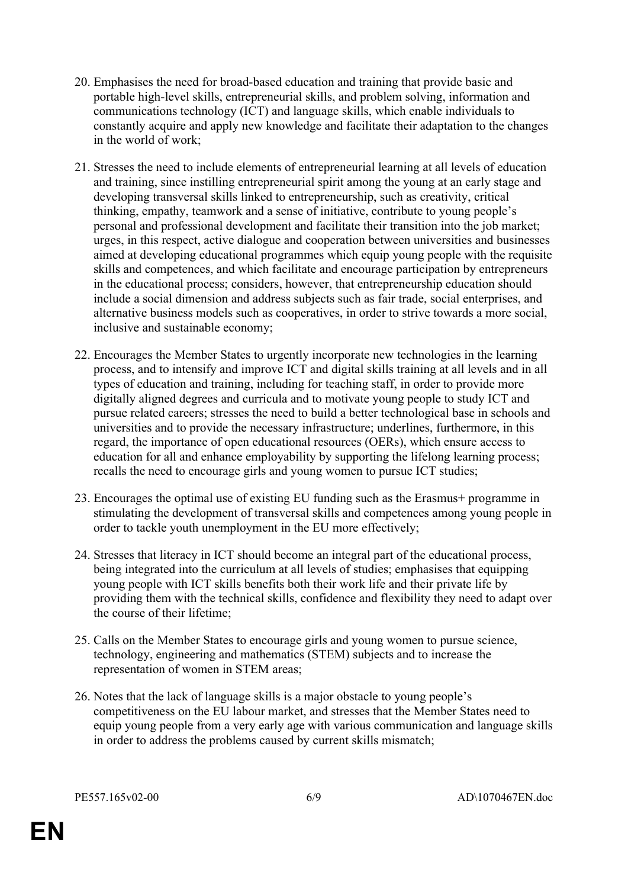20. Emphasises the need for broad-based education and training that provide basic and portable high-level skills, entrepreneurial skills, and problem solving, information and communications technology (ICT) and language skills, which enable individuals to constantly acquire and apply new knowledge and facilitate their adaptation to the changes in the world of work;

21. Stresses the need to include elements of entrepreneurial learning at all levels of education and training, since instilling entrepreneurial spirit among the young at an early stage and developing transversal skills linked to entrepreneurship, such as creativity, critical thinking, empathy, teamwork and a sense of initiative, contribute to young people's personal and professional development and facilitate their transition into the job market; urges, in this respect, active dialogue and cooperation between universities and businesses aimed at developing educational programmes which equip young people with the requisite skills and competences, and which facilitate and encourage participation by entrepreneurs in the educational process; considers, however, that entrepreneurship education should include a social dimension and address subjects such as fair trade, social enterprises, and alternative business models such as cooperatives, in order to strive towards a more social, inclusive and sustainable economy;

22. Encourages the Member States to urgently incorporate new technologies in the learning process, and to intensify and improve ICT and digital skills training at all levels and in all types of education and training, including for teaching staff, in order to provide more digitally aligned degrees and curricula and to motivate young people to study ICT and pursue related careers; stresses the need to build a better technological base in schools and universities and to provide the necessary infrastructure; underlines, furthermore, in this regard, the importance of open educational resources (OERs), which ensure access to education for all and enhance employability by supporting the lifelong learning process; recalls the need to encourage girls and young women to pursue ICT studies;

23. Encourages the optimal use of existing EU funding such as the Erasmus+ programme in stimulating the development of transversal skills and competences among young people in order to tackle youth unemployment in the EU more effectively;

24. Stresses that literacy in ICT should become an integral part of the educational process, being integrated into the curriculum at all levels of studies; emphasises that equipping young people with ICT skills benefits both their work life and their private life by providing them with the technical skills, confidence and flexibility they need to adapt over the course of their lifetime;

25. Calls on the Member States to encourage girls and young women to pursue science, technology, engineering and mathematics (STEM) subjects and to increase the representation of women in STEM areas;

26. Notes that the lack of language skills is a major obstacle to young people's competitiveness on the EU labour market, and stresses that the Member States need to equip young people from a very early age with various communication and language skills in order to address the problems caused by current skills mismatch;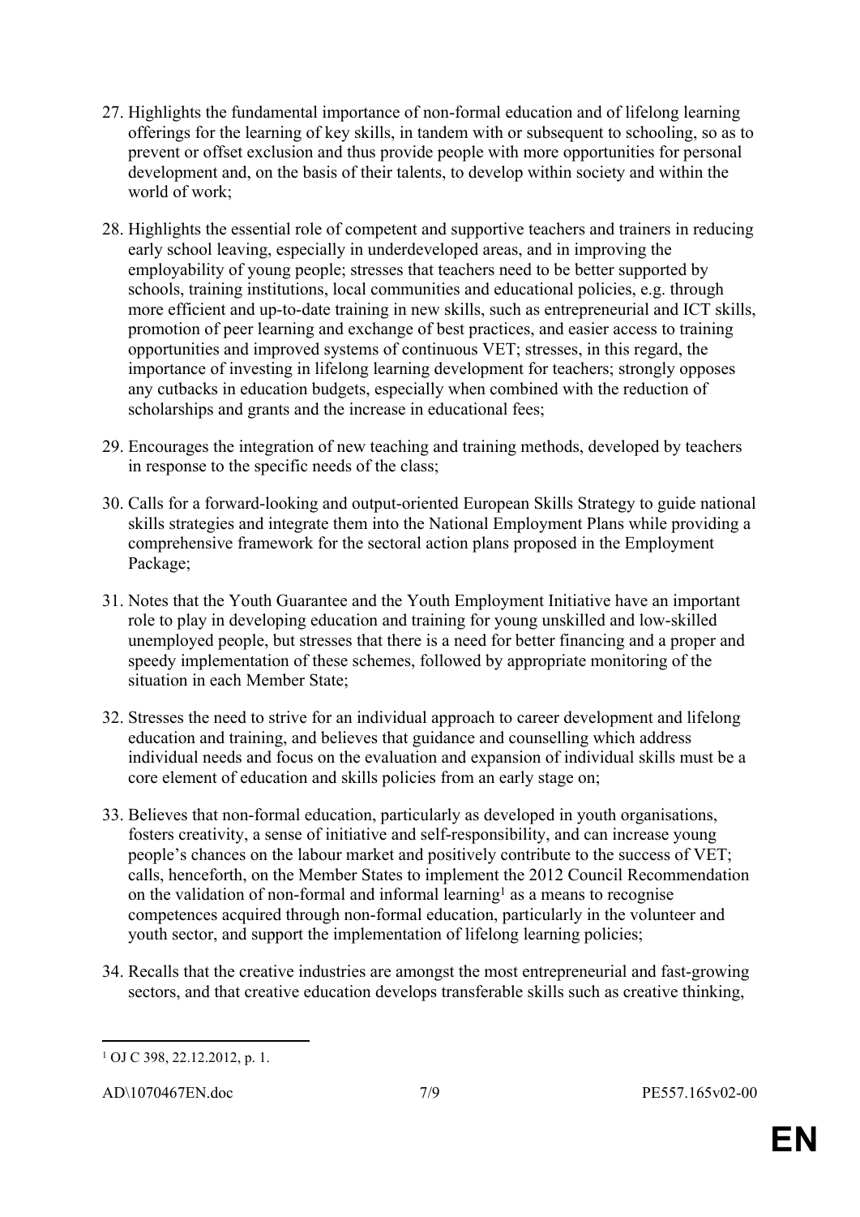27. Highlights the fundamental importance of non-formal education and of lifelong learning offerings for the learning of key skills, in tandem with or subsequent to schooling, so as to prevent or offset exclusion and thus provide people with more opportunities for personal development and, on the basis of their talents, to develop within society and within the world of work;

28. Highlights the essential role of competent and supportive teachers and trainers in reducing early school leaving, especially in underdeveloped areas, and in improving the employability of young people; stresses that teachers need to be better supported by schools, training institutions, local communities and educational policies, e.g. through more efficient and up-to-date training in new skills, such as entrepreneurial and ICT skills, promotion of peer learning and exchange of best practices, and easier access to training opportunities and improved systems of continuous VET; stresses, in this regard, the importance of investing in lifelong learning development for teachers; strongly opposes any cutbacks in education budgets, especially when combined with the reduction of scholarships and grants and the increase in educational fees;

29. Encourages the integration of new teaching and training methods, developed by teachers in response to the specific needs of the class;

30. Calls for a forward-looking and output-oriented European Skills Strategy to guide national skills strategies and integrate them into the National Employment Plans while providing a comprehensive framework for the sectoral action plans proposed in the Employment Package;

31. Notes that the Youth Guarantee and the Youth Employment Initiative have an important role to play in developing education and training for young unskilled and low-skilled unemployed people, but stresses that there is a need for better financing and a proper and speedy implementation of these schemes, followed by appropriate monitoring of the situation in each Member State;

32. Stresses the need to strive for an individual approach to career development and lifelong education and training, and believes that guidance and counselling which address individual needs and focus on the evaluation and expansion of individual skills must be a core element of education and skills policies from an early stage on;

33. Believes that non-formal education, particularly as developed in youth organisations, fosters creativity, a sense of initiative and self-responsibility, and can increase young people's chances on the labour market and positively contribute to the success of VET; calls, henceforth, on the Member States to implement the 2012 Council Recommendation on the validation of non-formal and informal learning[1] as a means to recognise competences acquired through non-formal education, particularly in the volunteer and youth sector, and support the implementation of lifelong learning policies;

34. Recalls that the creative industries are amongst the most entrepreneurial and fast-growing sectors, and that creative education develops transferable skills such as creative thinking,

---

[1] OJ C 398, 22.12.2012, p. 1.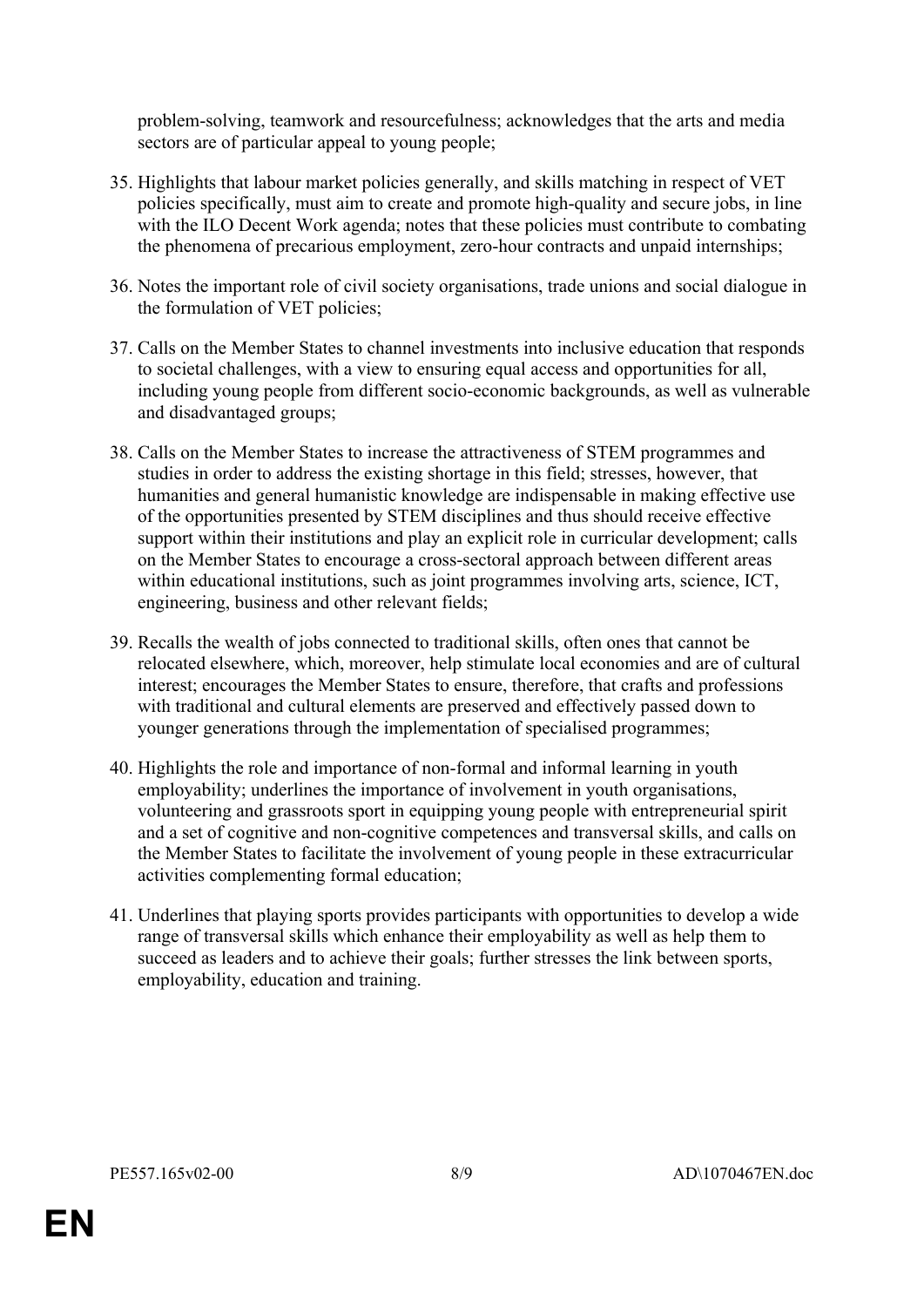problem-solving, teamwork and resourcefulness; acknowledges that the arts and media sectors are of particular appeal to young people;

35. Highlights that labour market policies generally, and skills matching in respect of VET policies specifically, must aim to create and promote high-quality and secure jobs, in line with the ILO Decent Work agenda; notes that these policies must contribute to combating the phenomena of precarious employment, zero-hour contracts and unpaid internships;

36. Notes the important role of civil society organisations, trade unions and social dialogue in the formulation of VET policies;

37. Calls on the Member States to channel investments into inclusive education that responds to societal challenges, with a view to ensuring equal access and opportunities for all, including young people from different socio-economic backgrounds, as well as vulnerable and disadvantaged groups;

38. Calls on the Member States to increase the attractiveness of STEM programmes and studies in order to address the existing shortage in this field; stresses, however, that humanities and general humanistic knowledge are indispensable in making effective use of the opportunities presented by STEM disciplines and thus should receive effective support within their institutions and play an explicit role in curricular development; calls on the Member States to encourage a cross-sectoral approach between different areas within educational institutions, such as joint programmes involving arts, science, ICT, engineering, business and other relevant fields;

39. Recalls the wealth of jobs connected to traditional skills, often ones that cannot be relocated elsewhere, which, moreover, help stimulate local economies and are of cultural interest; encourages the Member States to ensure, therefore, that crafts and professions with traditional and cultural elements are preserved and effectively passed down to younger generations through the implementation of specialised programmes;

40. Highlights the role and importance of non-formal and informal learning in youth employability; underlines the importance of involvement in youth organisations, volunteering and grassroots sport in equipping young people with entrepreneurial spirit and a set of cognitive and non-cognitive competences and transversal skills, and calls on the Member States to facilitate the involvement of young people in these extracurricular activities complementing formal education;

41. Underlines that playing sports provides participants with opportunities to develop a wide range of transversal skills which enhance their employability as well as help them to succeed as leaders and to achieve their goals; further stresses the link between sports, employability, education and training.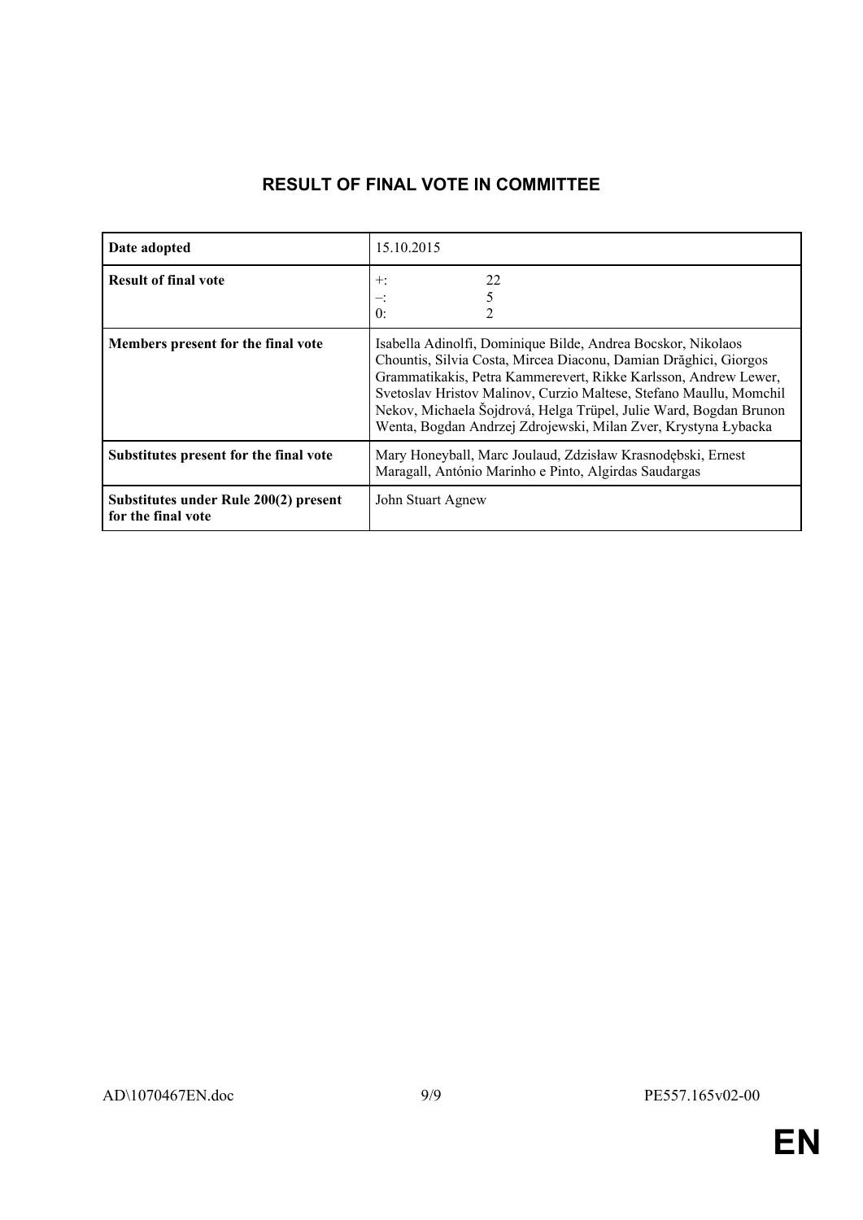## RESULT OF FINAL VOTE IN COMMITTEE

| | |
|---|---|
| **Date adopted** | 15.10.2015 |
| **Result of final vote** | +: 22<br>–: 5<br>0: 2 |
| **Members present for the final vote** | Isabella Adinolfi, Dominique Bilde, Andrea Bocskor, Nikolaos Chountis, Silvia Costa, Mircea Diaconu, Damian Drăghici, Giorgos Grammatikakis, Petra Kammerevert, Rikke Karlsson, Andrew Lewer, Svetoslav Hristov Malinov, Curzio Maltese, Stefano Maullu, Momchil Nekov, Michaela Šojdrová, Helga Trüpel, Julie Ward, Bogdan Brunon Wenta, Bogdan Andrzej Zdrojewski, Milan Zver, Krystyna Łybacka |
| **Substitutes present for the final vote** | Mary Honeyball, Marc Joulaud, Zdzisław Krasnodębski, Ernest Maragall, António Marinho e Pinto, Algirdas Saudargas |
| **Substitutes under Rule 200(2) present for the final vote** | John Stuart Agnew |